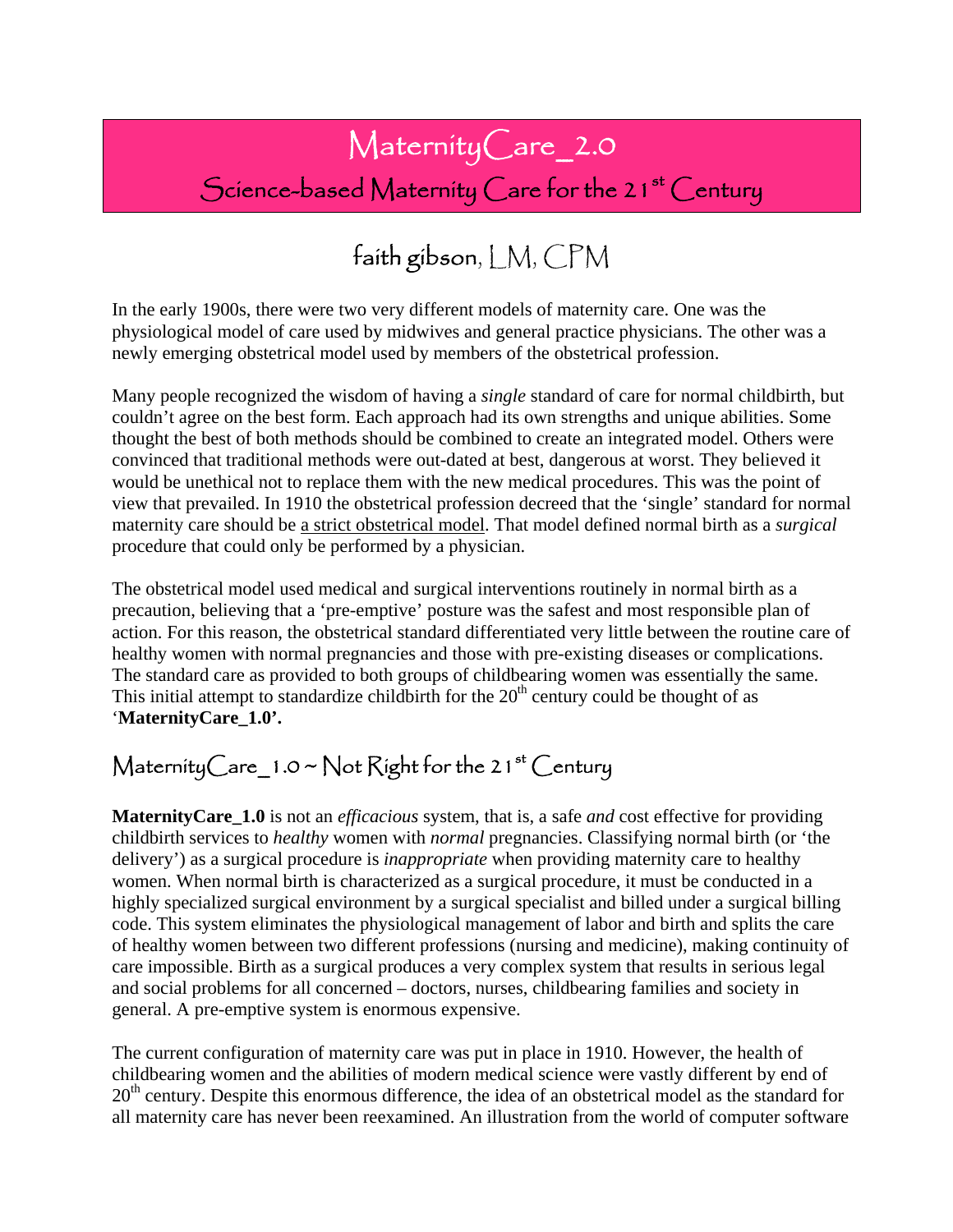# MaternityCare_2.0

## Science-based Maternity Care for the 21st Century

### faith gibson, LM, CPM

In the early 1900s, there were two very different models of maternity care. One was the physiological model of care used by midwives and general practice physicians. The other was a newly emerging obstetrical model used by members of the obstetrical profession.

Many people recognized the wisdom of having a *single* standard of care for normal childbirth, but couldn't agree on the best form. Each approach had its own strengths and unique abilities. Some thought the best of both methods should be combined to create an integrated model. Others were convinced that traditional methods were out-dated at best, dangerous at worst. They believed it would be unethical not to replace them with the new medical procedures. This was the point of view that prevailed. In 1910 the obstetrical profession decreed that the 'single' standard for normal maternity care should be a strict obstetrical model. That model defined normal birth as a *surgical* procedure that could only be performed by a physician.

The obstetrical model used medical and surgical interventions routinely in normal birth as a precaution, believing that a 'pre-emptive' posture was the safest and most responsible plan of action. For this reason, the obstetrical standard differentiated very little between the routine care of healthy women with normal pregnancies and those with pre-existing diseases or complications. The standard care as provided to both groups of childbearing women was essentially the same. This initial attempt to standardize childbirth for the 20th century could be thought of as '**MaternityCare_1.0'.**

## MaternityCare_1.0 ~ Not Right for the 21st Century

**MaternityCare_1.0** is not an *efficacious* system, that is, a safe *and* cost effective for providing childbirth services to *healthy* women with *normal* pregnancies. Classifying normal birth (or 'the delivery') as a surgical procedure is *inappropriate* when providing maternity care to healthy women. When normal birth is characterized as a surgical procedure, it must be conducted in a highly specialized surgical environment by a surgical specialist and billed under a surgical billing code. This system eliminates the physiological management of labor and birth and splits the care of healthy women between two different professions (nursing and medicine), making continuity of care impossible. Birth as a surgical produces a very complex system that results in serious legal and social problems for all concerned – doctors, nurses, childbearing families and society in general. A pre-emptive system is enormous expensive.

The current configuration of maternity care was put in place in 1910. However, the health of childbearing women and the abilities of modern medical science were vastly different by end of 20th century. Despite this enormous difference, the idea of an obstetrical model as the standard for all maternity care has never been reexamined. An illustration from the world of computer software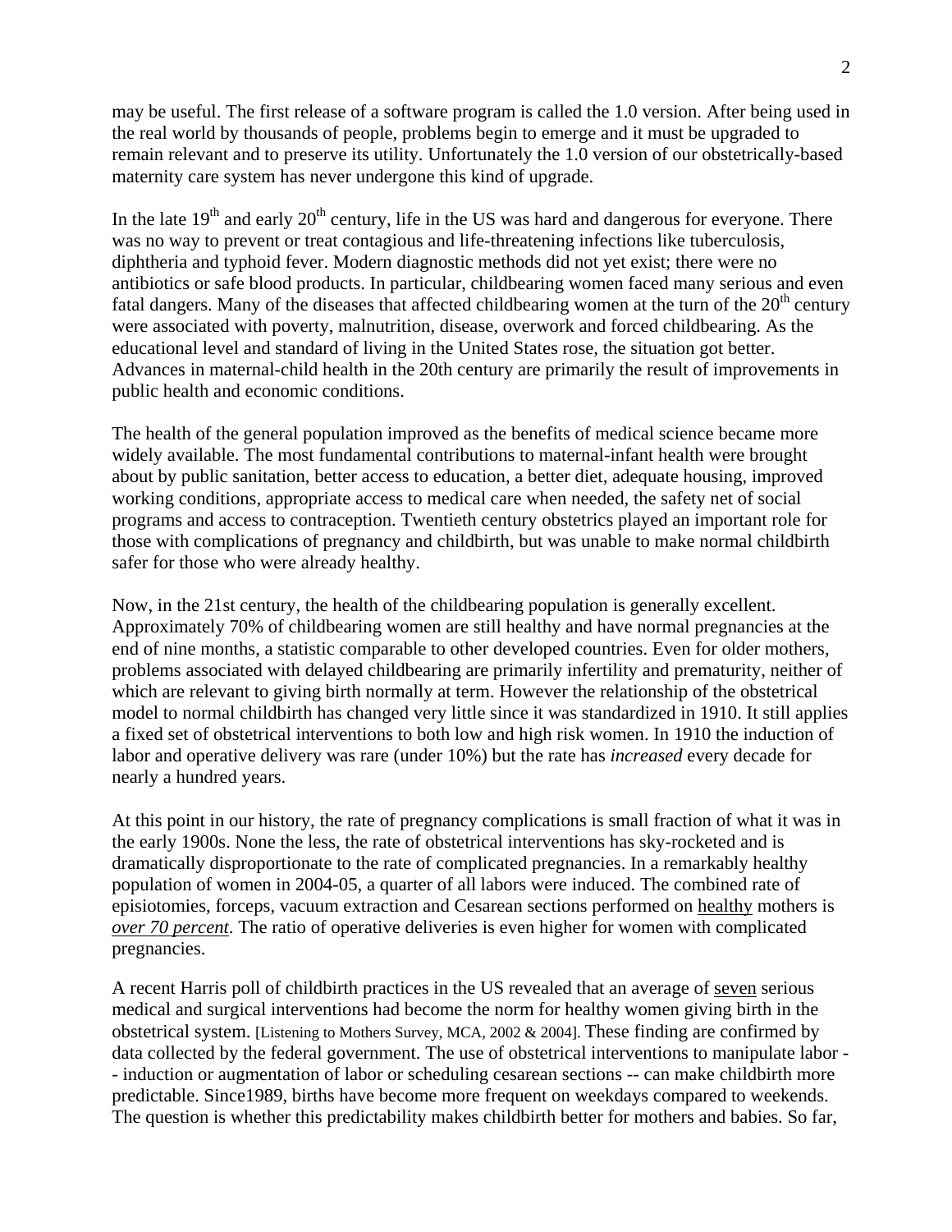may be useful. The first release of a software program is called the 1.0 version. After being used in the real world by thousands of people, problems begin to emerge and it must be upgraded to remain relevant and to preserve its utility. Unfortunately the 1.0 version of our obstetrically-based maternity care system has never undergone this kind of upgrade.

In the late 19th and early 20th century, life in the US was hard and dangerous for everyone. There was no way to prevent or treat contagious and life-threatening infections like tuberculosis, diphtheria and typhoid fever. Modern diagnostic methods did not yet exist; there were no antibiotics or safe blood products. In particular, childbearing women faced many serious and even fatal dangers. Many of the diseases that affected childbearing women at the turn of the 20th century were associated with poverty, malnutrition, disease, overwork and forced childbearing. As the educational level and standard of living in the United States rose, the situation got better. Advances in maternal-child health in the 20th century are primarily the result of improvements in public health and economic conditions.

The health of the general population improved as the benefits of medical science became more widely available. The most fundamental contributions to maternal-infant health were brought about by public sanitation, better access to education, a better diet, adequate housing, improved working conditions, appropriate access to medical care when needed, the safety net of social programs and access to contraception. Twentieth century obstetrics played an important role for those with complications of pregnancy and childbirth, but was unable to make normal childbirth safer for those who were already healthy.

Now, in the 21st century, the health of the childbearing population is generally excellent. Approximately 70% of childbearing women are still healthy and have normal pregnancies at the end of nine months, a statistic comparable to other developed countries. Even for older mothers, problems associated with delayed childbearing are primarily infertility and prematurity, neither of which are relevant to giving birth normally at term. However the relationship of the obstetrical model to normal childbirth has changed very little since it was standardized in 1910. It still applies a fixed set of obstetrical interventions to both low and high risk women. In 1910 the induction of labor and operative delivery was rare (under 10%) but the rate has *increased* every decade for nearly a hundred years.

At this point in our history, the rate of pregnancy complications is small fraction of what it was in the early 1900s. None the less, the rate of obstetrical interventions has sky-rocketed and is dramatically disproportionate to the rate of complicated pregnancies. In a remarkably healthy population of women in 2004-05, a quarter of all labors were induced. The combined rate of episiotomies, forceps, vacuum extraction and Cesarean sections performed on healthy mothers is ***over 70 percent***. The ratio of operative deliveries is even higher for women with complicated pregnancies.

A recent Harris poll of childbirth practices in the US revealed that an average of seven serious medical and surgical interventions had become the norm for healthy women giving birth in the obstetrical system. [Listening to Mothers Survey, MCA, 2002 & 2004]. These finding are confirmed by data collected by the federal government. The use of obstetrical interventions to manipulate labor -- induction or augmentation of labor or scheduling cesarean sections -- can make childbirth more predictable. Since1989, births have become more frequent on weekdays compared to weekends. The question is whether this predictability makes childbirth better for mothers and babies. So far,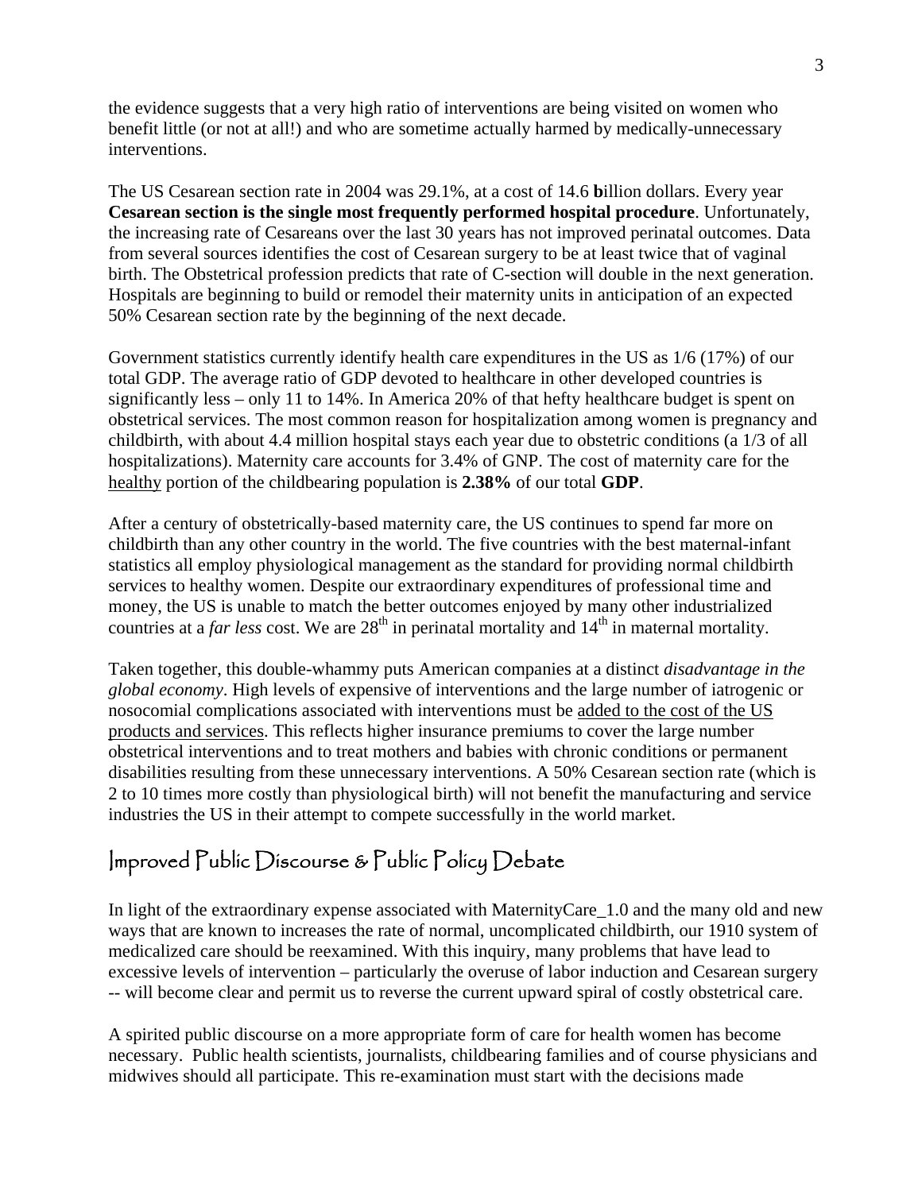the evidence suggests that a very high ratio of interventions are being visited on women who benefit little (or not at all!) and who are sometime actually harmed by medically-unnecessary interventions.

The US Cesarean section rate in 2004 was 29.1%, at a cost of 14.6 **b**illion dollars. Every year **Cesarean section is the single most frequently performed hospital procedure**. Unfortunately, the increasing rate of Cesareans over the last 30 years has not improved perinatal outcomes. Data from several sources identifies the cost of Cesarean surgery to be at least twice that of vaginal birth. The Obstetrical profession predicts that rate of C-section will double in the next generation. Hospitals are beginning to build or remodel their maternity units in anticipation of an expected 50% Cesarean section rate by the beginning of the next decade.

Government statistics currently identify health care expenditures in the US as 1/6 (17%) of our total GDP. The average ratio of GDP devoted to healthcare in other developed countries is significantly less – only 11 to 14%. In America 20% of that hefty healthcare budget is spent on obstetrical services. The most common reason for hospitalization among women is pregnancy and childbirth, with about 4.4 million hospital stays each year due to obstetric conditions (a 1/3 of all hospitalizations). Maternity care accounts for 3.4% of GNP. The cost of maternity care for the healthy portion of the childbearing population is **2.38%** of our total **GDP**.

After a century of obstetrically-based maternity care, the US continues to spend far more on childbirth than any other country in the world. The five countries with the best maternal-infant statistics all employ physiological management as the standard for providing normal childbirth services to healthy women. Despite our extraordinary expenditures of professional time and money, the US is unable to match the better outcomes enjoyed by many other industrialized countries at a *far less* cost. We are 28th in perinatal mortality and 14th in maternal mortality.

Taken together, this double-whammy puts American companies at a distinct *disadvantage in the global economy*. High levels of expensive of interventions and the large number of iatrogenic or nosocomial complications associated with interventions must be added to the cost of the US products and services. This reflects higher insurance premiums to cover the large number obstetrical interventions and to treat mothers and babies with chronic conditions or permanent disabilities resulting from these unnecessary interventions. A 50% Cesarean section rate (which is 2 to 10 times more costly than physiological birth) will not benefit the manufacturing and service industries the US in their attempt to compete successfully in the world market.

## Improved Public Discourse & Public Policy Debate

In light of the extraordinary expense associated with MaternityCare_1.0 and the many old and new ways that are known to increases the rate of normal, uncomplicated childbirth, our 1910 system of medicalized care should be reexamined. With this inquiry, many problems that have lead to excessive levels of intervention – particularly the overuse of labor induction and Cesarean surgery -- will become clear and permit us to reverse the current upward spiral of costly obstetrical care.

A spirited public discourse on a more appropriate form of care for health women has become necessary. Public health scientists, journalists, childbearing families and of course physicians and midwives should all participate. This re-examination must start with the decisions made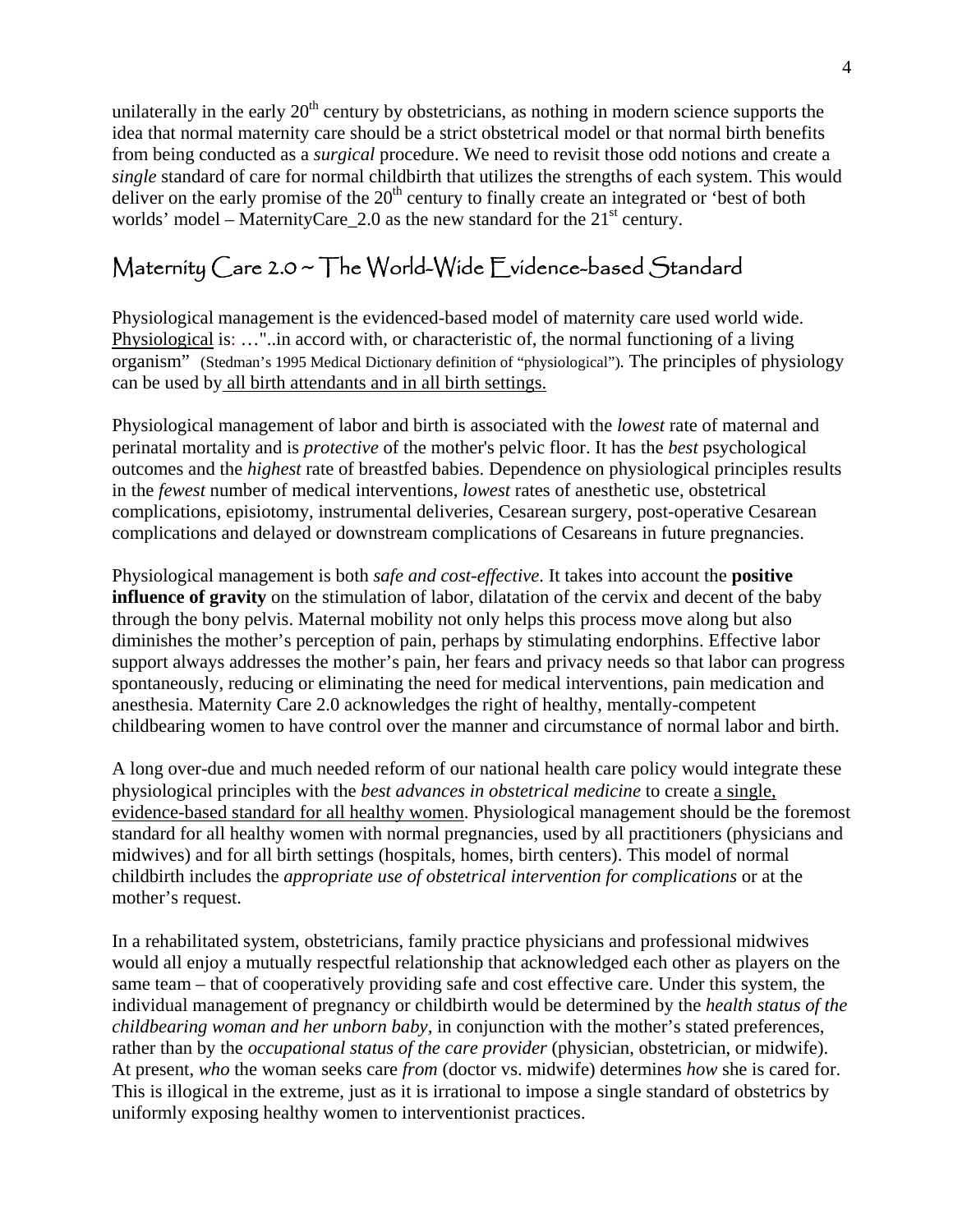unilaterally in the early 20th century by obstetricians, as nothing in modern science supports the idea that normal maternity care should be a strict obstetrical model or that normal birth benefits from being conducted as a *surgical* procedure. We need to revisit those odd notions and create a *single* standard of care for normal childbirth that utilizes the strengths of each system. This would deliver on the early promise of the 20th century to finally create an integrated or 'best of both worlds' model – MaternityCare_2.0 as the new standard for the 21st century.

## Maternity Care 2.0 ~ The World-Wide Evidence-based Standard

Physiological management is the evidenced-based model of maternity care used world wide. <u>Physiological</u> is: …"..in accord with, or characteristic of, the normal functioning of a living organism" (Stedman's 1995 Medical Dictionary definition of "physiological"). The principles of physiology can be used by <u>all birth attendants and in all birth settings.</u>

Physiological management of labor and birth is associated with the *lowest* rate of maternal and perinatal mortality and is *protective* of the mother's pelvic floor. It has the *best* psychological outcomes and the *highest* rate of breastfed babies. Dependence on physiological principles results in the *fewest* number of medical interventions, *lowest* rates of anesthetic use, obstetrical complications, episiotomy, instrumental deliveries, Cesarean surgery, post-operative Cesarean complications and delayed or downstream complications of Cesareans in future pregnancies.

Physiological management is both *safe and cost-effective*. It takes into account the **positive influence of gravity** on the stimulation of labor, dilatation of the cervix and decent of the baby through the bony pelvis. Maternal mobility not only helps this process move along but also diminishes the mother's perception of pain, perhaps by stimulating endorphins. Effective labor support always addresses the mother's pain, her fears and privacy needs so that labor can progress spontaneously, reducing or eliminating the need for medical interventions, pain medication and anesthesia. Maternity Care 2.0 acknowledges the right of healthy, mentally-competent childbearing women to have control over the manner and circumstance of normal labor and birth.

A long over-due and much needed reform of our national health care policy would integrate these physiological principles with the *best advances in obstetrical medicine* to create <u>a single, evidence-based standard for all healthy women</u>. Physiological management should be the foremost standard for all healthy women with normal pregnancies, used by all practitioners (physicians and midwives) and for all birth settings (hospitals, homes, birth centers). This model of normal childbirth includes the *appropriate use of obstetrical intervention for complications* or at the mother's request.

In a rehabilitated system, obstetricians, family practice physicians and professional midwives would all enjoy a mutually respectful relationship that acknowledged each other as players on the same team – that of cooperatively providing safe and cost effective care. Under this system, the individual management of pregnancy or childbirth would be determined by the *health status of the childbearing woman and her unborn baby*, in conjunction with the mother's stated preferences, rather than by the *occupational status of the care provider* (physician, obstetrician, or midwife). At present, *who* the woman seeks care *from* (doctor vs. midwife) determines *how* she is cared for. This is illogical in the extreme, just as it is irrational to impose a single standard of obstetrics by uniformly exposing healthy women to interventionist practices.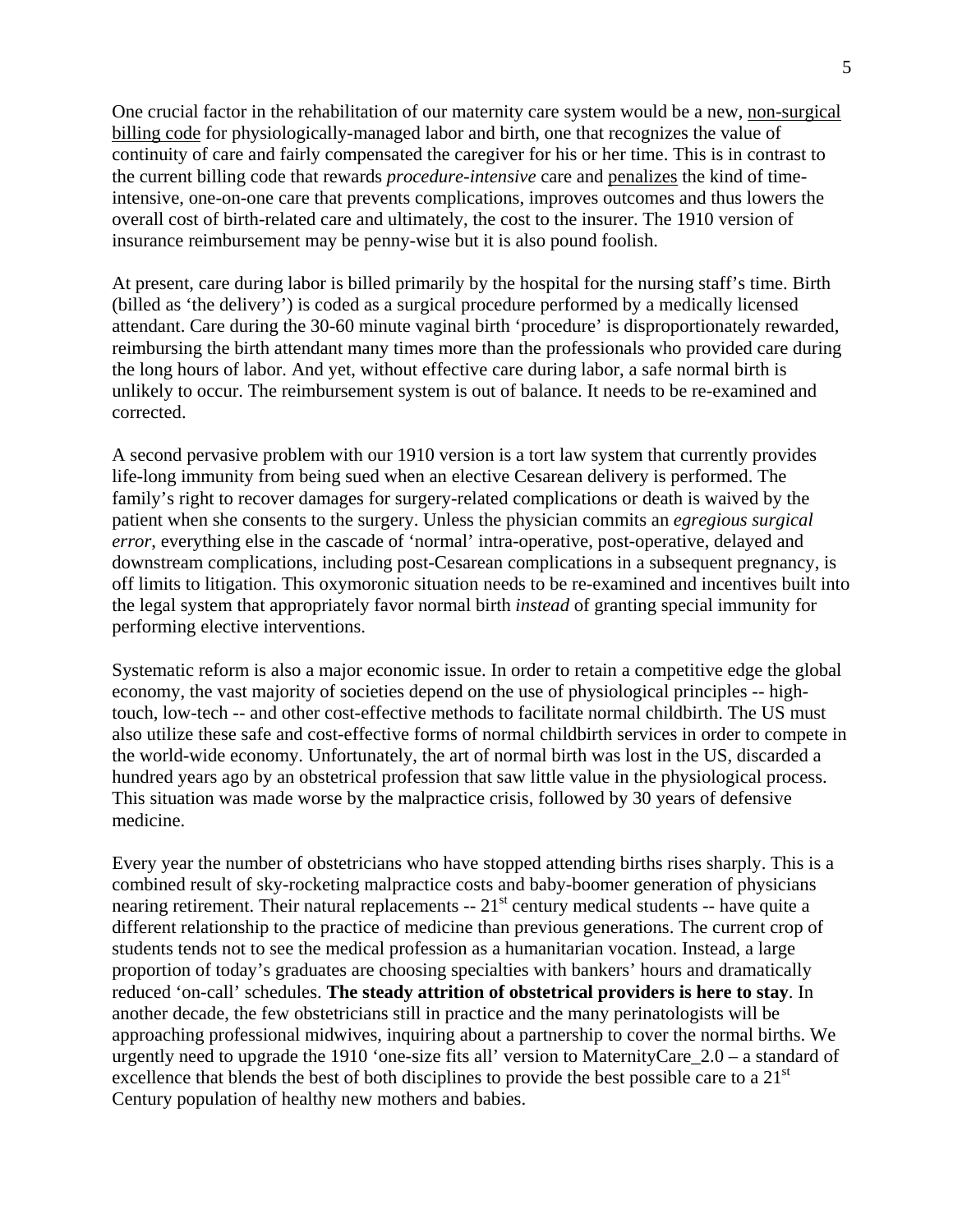One crucial factor in the rehabilitation of our maternity care system would be a new, <u>non-surgical billing code</u> for physiologically-managed labor and birth, one that recognizes the value of continuity of care and fairly compensated the caregiver for his or her time. This is in contrast to the current billing code that rewards *procedure-intensive* care and <u>penalizes</u> the kind of time-intensive, one-on-one care that prevents complications, improves outcomes and thus lowers the overall cost of birth-related care and ultimately, the cost to the insurer. The 1910 version of insurance reimbursement may be penny-wise but it is also pound foolish.

At present, care during labor is billed primarily by the hospital for the nursing staff's time. Birth (billed as 'the delivery') is coded as a surgical procedure performed by a medically licensed attendant. Care during the 30-60 minute vaginal birth 'procedure' is disproportionately rewarded, reimbursing the birth attendant many times more than the professionals who provided care during the long hours of labor. And yet, without effective care during labor, a safe normal birth is unlikely to occur. The reimbursement system is out of balance. It needs to be re-examined and corrected.

A second pervasive problem with our 1910 version is a tort law system that currently provides life-long immunity from being sued when an elective Cesarean delivery is performed. The family's right to recover damages for surgery-related complications or death is waived by the patient when she consents to the surgery. Unless the physician commits an *egregious surgical error*, everything else in the cascade of 'normal' intra-operative, post-operative, delayed and downstream complications, including post-Cesarean complications in a subsequent pregnancy, is off limits to litigation. This oxymoronic situation needs to be re-examined and incentives built into the legal system that appropriately favor normal birth *instead* of granting special immunity for performing elective interventions.

Systematic reform is also a major economic issue. In order to retain a competitive edge the global economy, the vast majority of societies depend on the use of physiological principles -- high-touch, low-tech -- and other cost-effective methods to facilitate normal childbirth. The US must also utilize these safe and cost-effective forms of normal childbirth services in order to compete in the world-wide economy. Unfortunately, the art of normal birth was lost in the US, discarded a hundred years ago by an obstetrical profession that saw little value in the physiological process. This situation was made worse by the malpractice crisis, followed by 30 years of defensive medicine.

Every year the number of obstetricians who have stopped attending births rises sharply. This is a combined result of sky-rocketing malpractice costs and baby-boomer generation of physicians nearing retirement. Their natural replacements -- 21st century medical students -- have quite a different relationship to the practice of medicine than previous generations. The current crop of students tends not to see the medical profession as a humanitarian vocation. Instead, a large proportion of today's graduates are choosing specialties with bankers' hours and dramatically reduced 'on-call' schedules. **The steady attrition of obstetrical providers is here to stay**. In another decade, the few obstetricians still in practice and the many perinatologists will be approaching professional midwives, inquiring about a partnership to cover the normal births. We urgently need to upgrade the 1910 'one-size fits all' version to MaternityCare_2.0 – a standard of excellence that blends the best of both disciplines to provide the best possible care to a 21st Century population of healthy new mothers and babies.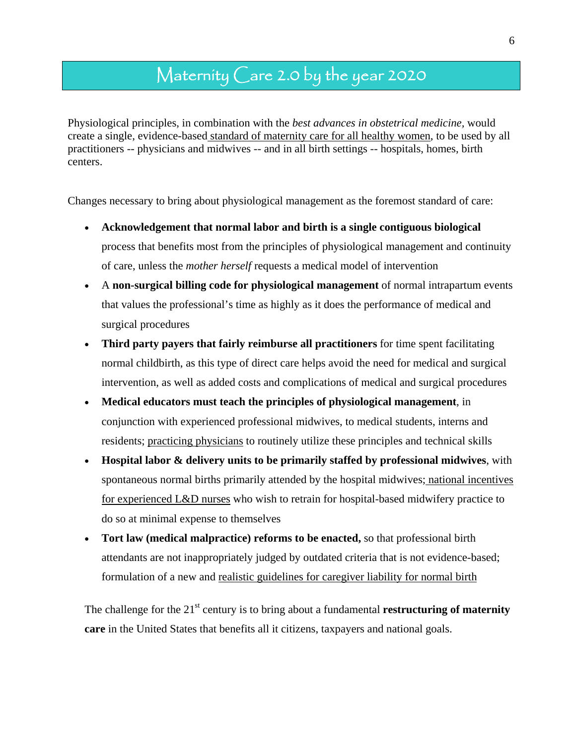# Maternity Care 2.0 by the year 2020

Physiological principles, in combination with the *best advances in obstetrical medicine,* would create a single, evidence-based standard of maternity care for all healthy women, to be used by all practitioners -- physicians and midwives -- and in all birth settings -- hospitals, homes, birth centers.

Changes necessary to bring about physiological management as the foremost standard of care:

- **Acknowledgement that normal labor and birth is a single contiguous biological** process that benefits most from the principles of physiological management and continuity of care, unless the *mother herself* requests a medical model of intervention
- A **non-surgical billing code for physiological management** of normal intrapartum events that values the professional's time as highly as it does the performance of medical and surgical procedures
- **Third party payers that fairly reimburse all practitioners** for time spent facilitating normal childbirth, as this type of direct care helps avoid the need for medical and surgical intervention, as well as added costs and complications of medical and surgical procedures
- **Medical educators must teach the principles of physiological management**, in conjunction with experienced professional midwives, to medical students, interns and residents; practicing physicians to routinely utilize these principles and technical skills
- **Hospital labor & delivery units to be primarily staffed by professional midwives**, with spontaneous normal births primarily attended by the hospital midwives; national incentives for experienced L&D nurses who wish to retrain for hospital-based midwifery practice to do so at minimal expense to themselves
- **Tort law (medical malpractice) reforms to be enacted,** so that professional birth attendants are not inappropriately judged by outdated criteria that is not evidence-based; formulation of a new and realistic guidelines for caregiver liability for normal birth

The challenge for the 21st century is to bring about a fundamental **restructuring of maternity care** in the United States that benefits all it citizens, taxpayers and national goals.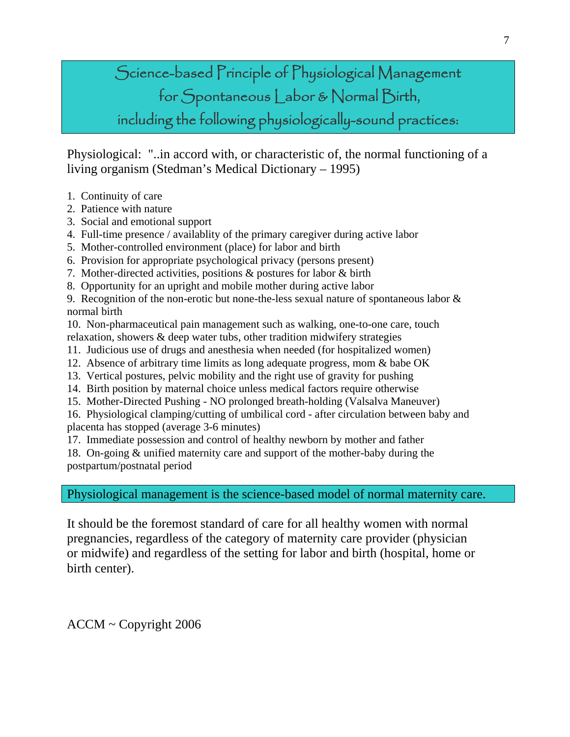# Science-based Principle of Physiological Management for Spontaneous Labor & Normal Birth, including the following physiologically-sound practices:

Physiological: "..in accord with, or characteristic of, the normal functioning of a living organism (Stedman's Medical Dictionary – 1995)

1. Continuity of care
2. Patience with nature
3. Social and emotional support
4. Full-time presence / availablity of the primary caregiver during active labor
5. Mother-controlled environment (place) for labor and birth
6. Provision for appropriate psychological privacy (persons present)
7. Mother-directed activities, positions & postures for labor & birth
8. Opportunity for an upright and mobile mother during active labor
9. Recognition of the non-erotic but none-the-less sexual nature of spontaneous labor & normal birth
10. Non-pharmaceutical pain management such as walking, one-to-one care, touch relaxation, showers & deep water tubs, other tradition midwifery strategies
11. Judicious use of drugs and anesthesia when needed (for hospitalized women)
12. Absence of arbitrary time limits as long adequate progress, mom & babe OK
13. Vertical postures, pelvic mobility and the right use of gravity for pushing
14. Birth position by maternal choice unless medical factors require otherwise
15. Mother-Directed Pushing - NO prolonged breath-holding (Valsalva Maneuver)
16. Physiological clamping/cutting of umbilical cord - after circulation between baby and placenta has stopped (average 3-6 minutes)
17. Immediate possession and control of healthy newborn by mother and father
18. On-going & unified maternity care and support of the mother-baby during the postpartum/postnatal period

**Physiological management is the science-based model of normal maternity care.**

It should be the foremost standard of care for all healthy women with normal pregnancies, regardless of the category of maternity care provider (physician or midwife) and regardless of the setting for labor and birth (hospital, home or birth center).

ACCM ~ Copyright 2006